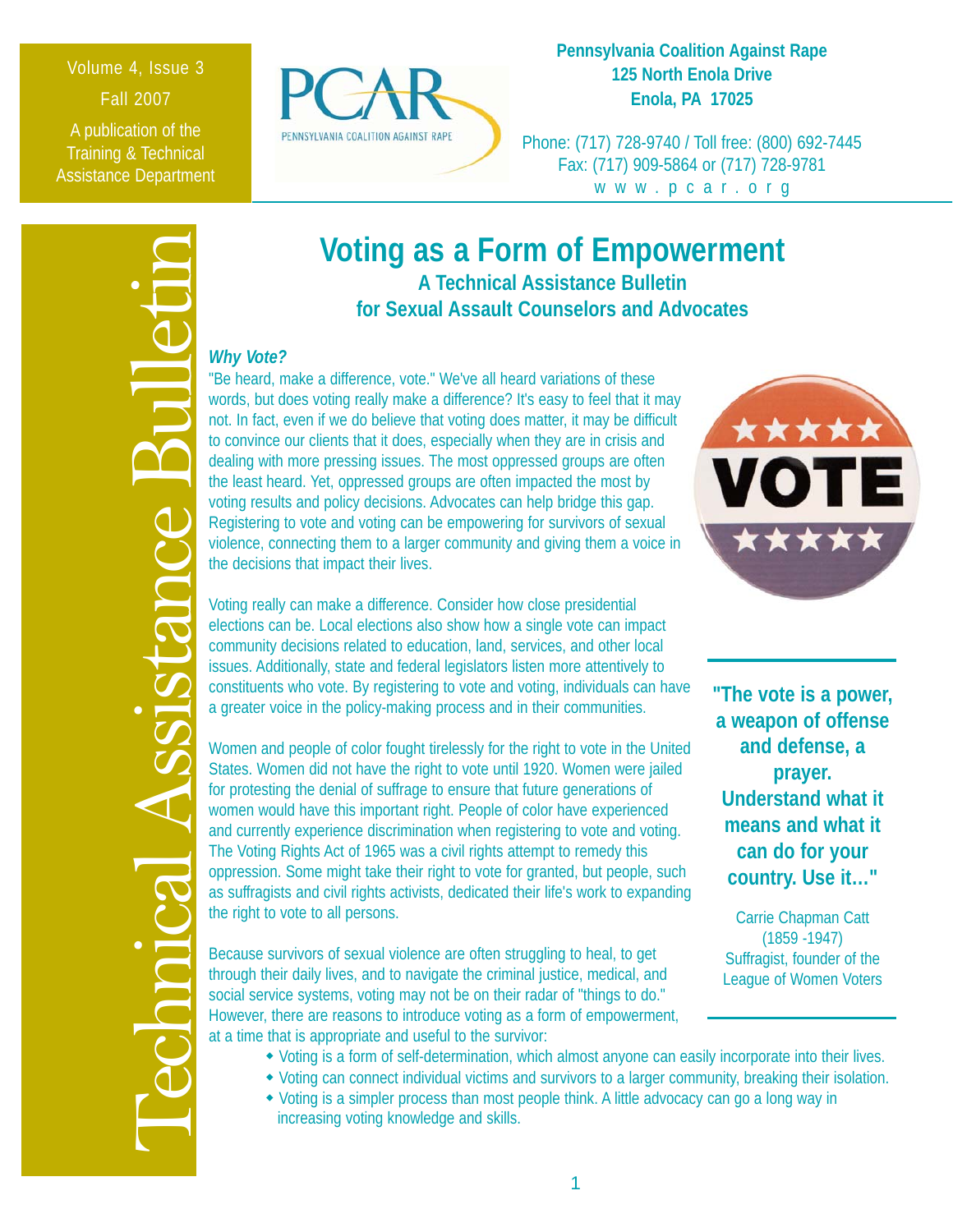Volume 4, Issue 3
Fall 2007
A publication of the Training & Technical Assistance Department

**Pennsylvania Coalition Against Rape**
**125 North Enola Drive**
**Enola, PA 17025**

Phone: (717) 728-9740 / Toll free: (800) 692-7445
Fax: (717) 909-5864 or (717) 728-9781
www.pcar.org

Technical Assistance Bulletin

# Voting as a Form of Empowerment

## A Technical Assistance Bulletin for Sexual Assault Counselors and Advocates

### *Why Vote?*

"Be heard, make a difference, vote." We've all heard variations of these words, but does voting really make a difference? It's easy to feel that it may not. In fact, even if we do believe that voting does matter, it may be difficult to convince our clients that it does, especially when they are in crisis and dealing with more pressing issues. The most oppressed groups are often the least heard. Yet, oppressed groups are often impacted the most by voting results and policy decisions. Advocates can help bridge this gap. Registering to vote and voting can be empowering for survivors of sexual violence, connecting them to a larger community and giving them a voice in the decisions that impact their lives.

Voting really can make a difference. Consider how close presidential elections can be. Local elections also show how a single vote can impact community decisions related to education, land, services, and other local issues. Additionally, state and federal legislators listen more attentively to constituents who vote. By registering to vote and voting, individuals can have a greater voice in the policy-making process and in their communities.

Women and people of color fought tirelessly for the right to vote in the United States. Women did not have the right to vote until 1920. Women were jailed for protesting the denial of suffrage to ensure that future generations of women would have this important right. People of color have experienced and currently experience discrimination when registering to vote and voting. The Voting Rights Act of 1965 was a civil rights attempt to remedy this oppression. Some might take their right to vote for granted, but people, such as suffragists and civil rights activists, dedicated their life's work to expanding the right to vote to all persons.

> **"The vote is a power, a weapon of offense and defense, a prayer. Understand what it means and what it can do for your country. Use it..."**
>
> Carrie Chapman Catt (1859 -1947)
> Suffragist, founder of the League of Women Voters

Because survivors of sexual violence are often struggling to heal, to get through their daily lives, and to navigate the criminal justice, medical, and social service systems, voting may not be on their radar of "things to do." However, there are reasons to introduce voting as a form of empowerment, at a time that is appropriate and useful to the survivor:

- Voting is a form of self-determination, which almost anyone can easily incorporate into their lives.
- Voting can connect individual victims and survivors to a larger community, breaking their isolation.
- Voting is a simpler process than most people think. A little advocacy can go a long way in increasing voting knowledge and skills.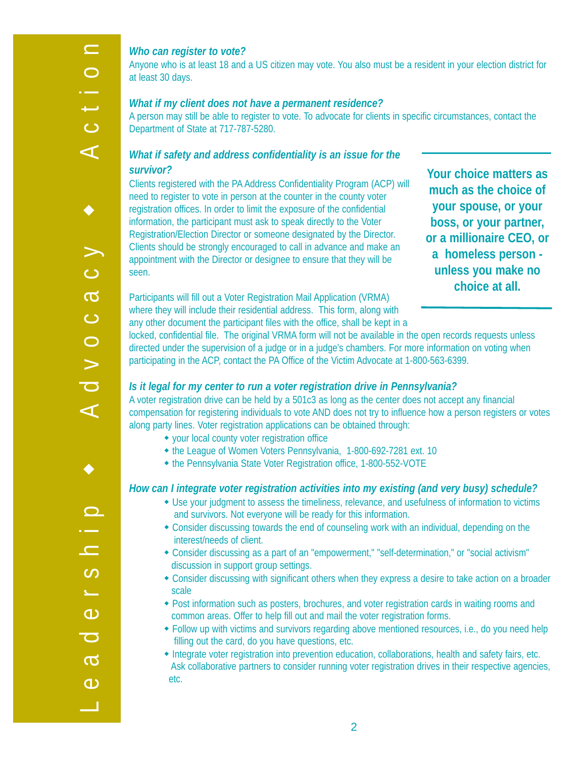**Leadership ◆ Advocacy ◆ Action**

***Who can register to vote?***

Anyone who is at least 18 and a US citizen may vote. You also must be a resident in your election district for at least 30 days.

***What if my client does not have a permanent residence?***

A person may still be able to register to vote. To advocate for clients in specific circumstances, contact the Department of State at 717-787-5280.

***What if safety and address confidentiality is an issue for the survivor?***

Clients registered with the PA Address Confidentiality Program (ACP) will need to register to vote in person at the counter in the county voter registration offices. In order to limit the exposure of the confidential information, the participant must ask to speak directly to the Voter Registration/Election Director or someone designated by the Director. Clients should be strongly encouraged to call in advance and make an appointment with the Director or designee to ensure that they will be seen.

Participants will fill out a Voter Registration Mail Application (VRMA) where they will include their residential address. This form, along with any other document the participant files with the office, shall be kept in a locked, confidential file. The original VRMA form will not be available in the open records requests unless directed under the supervision of a judge or in a judge's chambers. For more information on voting when participating in the ACP, contact the PA Office of the Victim Advocate at 1-800-563-6399.

> **Your choice matters as much as the choice of your spouse, or your boss, or your partner, or a millionaire CEO, or a homeless person - unless you make no choice at all.**

***Is it legal for my center to run a voter registration drive in Pennsylvania?***

A voter registration drive can be held by a 501c3 as long as the center does not accept any financial compensation for registering individuals to vote AND does not try to influence how a person registers or votes along party lines. Voter registration applications can be obtained through:

- your local county voter registration office
- the League of Women Voters Pennsylvania, 1-800-692-7281 ext. 10
- the Pennsylvania State Voter Registration office, 1-800-552-VOTE

***How can I integrate voter registration activities into my existing (and very busy) schedule?***

- Use your judgment to assess the timeliness, relevance, and usefulness of information to victims and survivors. Not everyone will be ready for this information.
- Consider discussing towards the end of counseling work with an individual, depending on the interest/needs of client.
- Consider discussing as a part of an "empowerment," "self-determination," or "social activism" discussion in support group settings.
- Consider discussing with significant others when they express a desire to take action on a broader scale
- Post information such as posters, brochures, and voter registration cards in waiting rooms and common areas. Offer to help fill out and mail the voter registration forms.
- Follow up with victims and survivors regarding above mentioned resources, i.e., do you need help filling out the card, do you have questions, etc.
- Integrate voter registration into prevention education, collaborations, health and safety fairs, etc. Ask collaborative partners to consider running voter registration drives in their respective agencies, etc.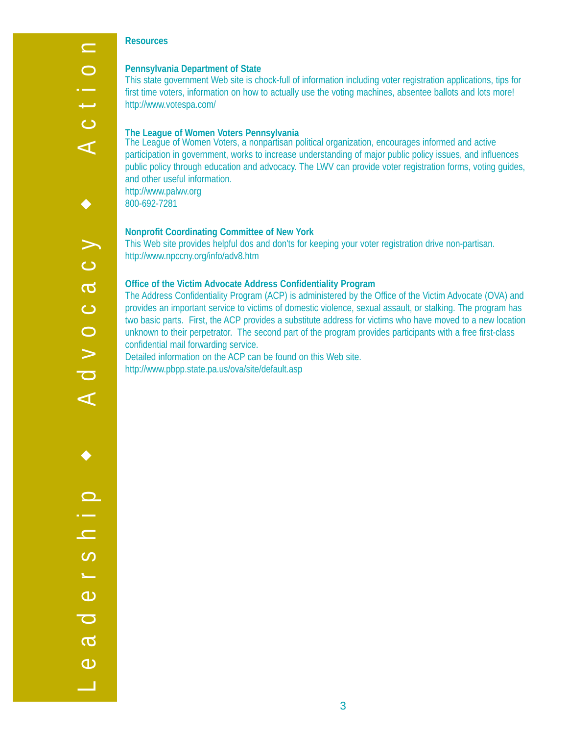## Resources

### Pennsylvania Department of State

This state government Web site is chock-full of information including voter registration applications, tips for first time voters, information on how to actually use the voting machines, absentee ballots and lots more!
http://www.votespa.com/

### The League of Women Voters Pennsylvania

The League of Women Voters, a nonpartisan political organization, encourages informed and active participation in government, works to increase understanding of major public policy issues, and influences public policy through education and advocacy. The LWV can provide voter registration forms, voting guides, and other useful information.
http://www.palwv.org
800-692-7281

### Nonprofit Coordinating Committee of New York

This Web site provides helpful dos and don'ts for keeping your voter registration drive non-partisan.
http://www.npccny.org/info/adv8.htm

### Office of the Victim Advocate Address Confidentiality Program

The Address Confidentiality Program (ACP) is administered by the Office of the Victim Advocate (OVA) and provides an important service to victims of domestic violence, sexual assault, or stalking. The program has two basic parts. First, the ACP provides a substitute address for victims who have moved to a new location unknown to their perpetrator. The second part of the program provides participants with a free first-class confidential mail forwarding service.
Detailed information on the ACP can be found on this Web site.
http://www.pbpp.state.pa.us/ova/site/default.asp